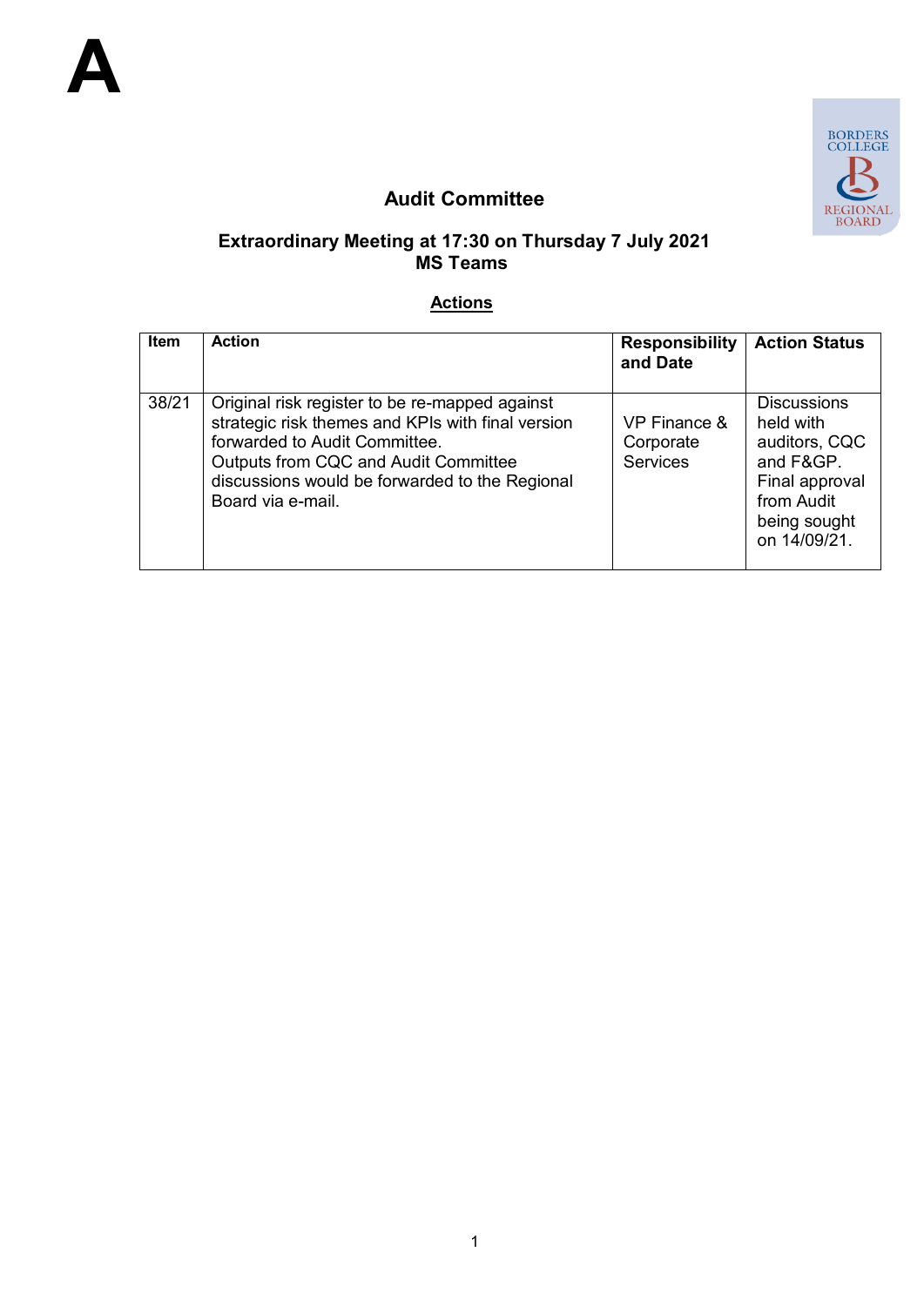# A

## Audit Committee

### Extraordinary Meeting at 17:30 on Thursday 7 July 2021
### MS Teams

**Actions**

| Item | Action | Responsibility and Date | Action Status |
|---|---|---|---|
| 38/21 | Original risk register to be re-mapped against strategic risk themes and KPIs with final version forwarded to Audit Committee. Outputs from CQC and Audit Committee discussions would be forwarded to the Regional Board via e-mail. | VP Finance & Corporate Services | Discussions held with auditors, CQC and F&GP. Final approval from Audit being sought on 14/09/21. |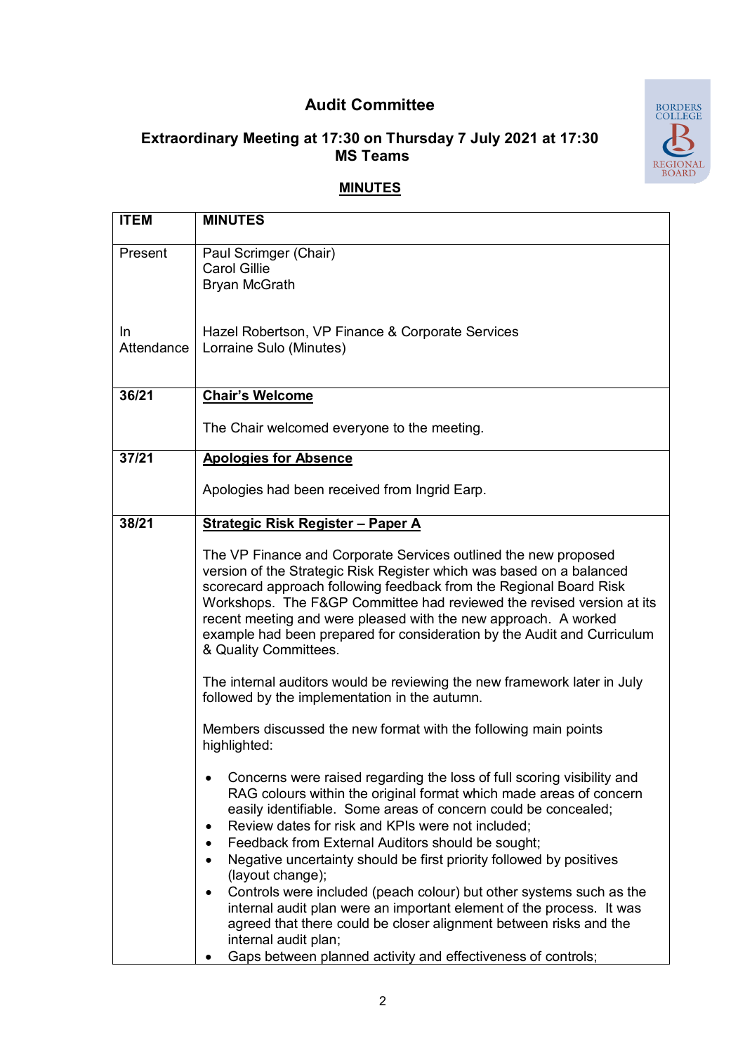# Audit Committee

## Extraordinary Meeting at 17:30 on Thursday 7 July 2021 at 17:30
## MS Teams

**MINUTES**

| ITEM | MINUTES |
|---|---|
| Present | Paul Scrimger (Chair)<br>Carol Gillie<br>Bryan McGrath |
| In Attendance | Hazel Robertson, VP Finance & Corporate Services<br>Lorraine Sulo (Minutes) |
| 36/21 | **Chair's Welcome**<br><br>The Chair welcomed everyone to the meeting. |
| 37/21 | **Apologies for Absence**<br><br>Apologies had been received from Ingrid Earp. |
| 38/21 | **Strategic Risk Register – Paper A**<br><br>The VP Finance and Corporate Services outlined the new proposed version of the Strategic Risk Register which was based on a balanced scorecard approach following feedback from the Regional Board Risk Workshops. The F&GP Committee had reviewed the revised version at its recent meeting and were pleased with the new approach. A worked example had been prepared for consideration by the Audit and Curriculum & Quality Committees.<br><br>The internal auditors would be reviewing the new framework later in July followed by the implementation in the autumn.<br><br>Members discussed the new format with the following main points highlighted:<br><br>• Concerns were raised regarding the loss of full scoring visibility and RAG colours within the original format which made areas of concern easily identifiable. Some areas of concern could be concealed;<br>• Review dates for risk and KPIs were not included;<br>• Feedback from External Auditors should be sought;<br>• Negative uncertainty should be first priority followed by positives (layout change);<br>• Controls were included (peach colour) but other systems such as the internal audit plan were an important element of the process. It was agreed that there could be closer alignment between risks and the internal audit plan;<br>• Gaps between planned activity and effectiveness of controls; |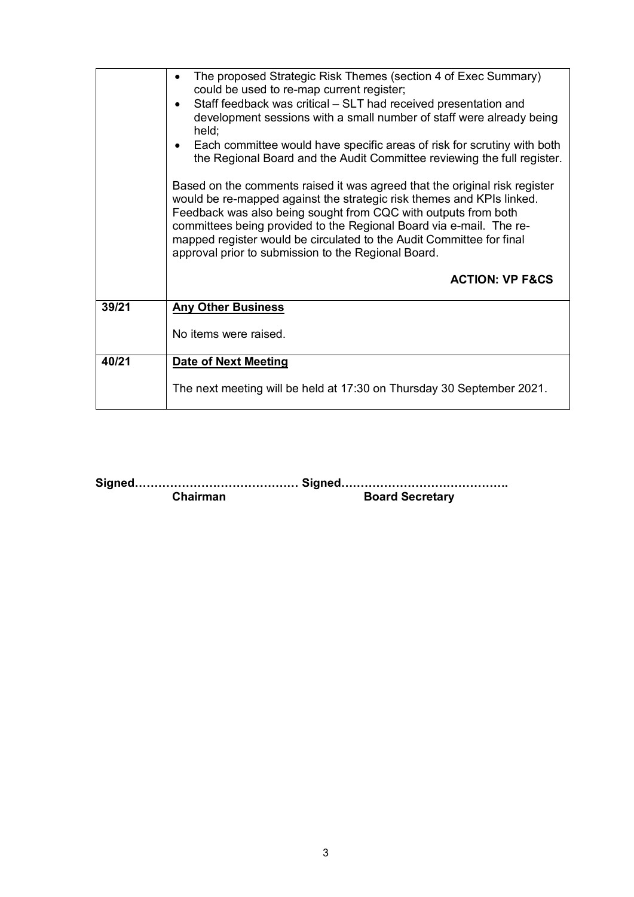| | |
|---|---|
| | • The proposed Strategic Risk Themes (section 4 of Exec Summary) could be used to re-map current register;<br>• Staff feedback was critical – SLT had received presentation and development sessions with a small number of staff were already being held;<br>• Each committee would have specific areas of risk for scrutiny with both the Regional Board and the Audit Committee reviewing the full register.<br><br>Based on the comments raised it was agreed that the original risk register would be re-mapped against the strategic risk themes and KPIs linked. Feedback was also being sought from CQC with outputs from both committees being provided to the Regional Board via e-mail. The re-mapped register would be circulated to the Audit Committee for final approval prior to submission to the Regional Board.<br><br>**ACTION: VP F&CS** |
| **39/21** | **Any Other Business**<br><br>No items were raised. |
| **40/21** | **Date of Next Meeting**<br><br>The next meeting will be held at 17:30 on Thursday 30 September 2021. |

**Signed…………………………………… Signed…………………………………….**
**Chairman Board Secretary**